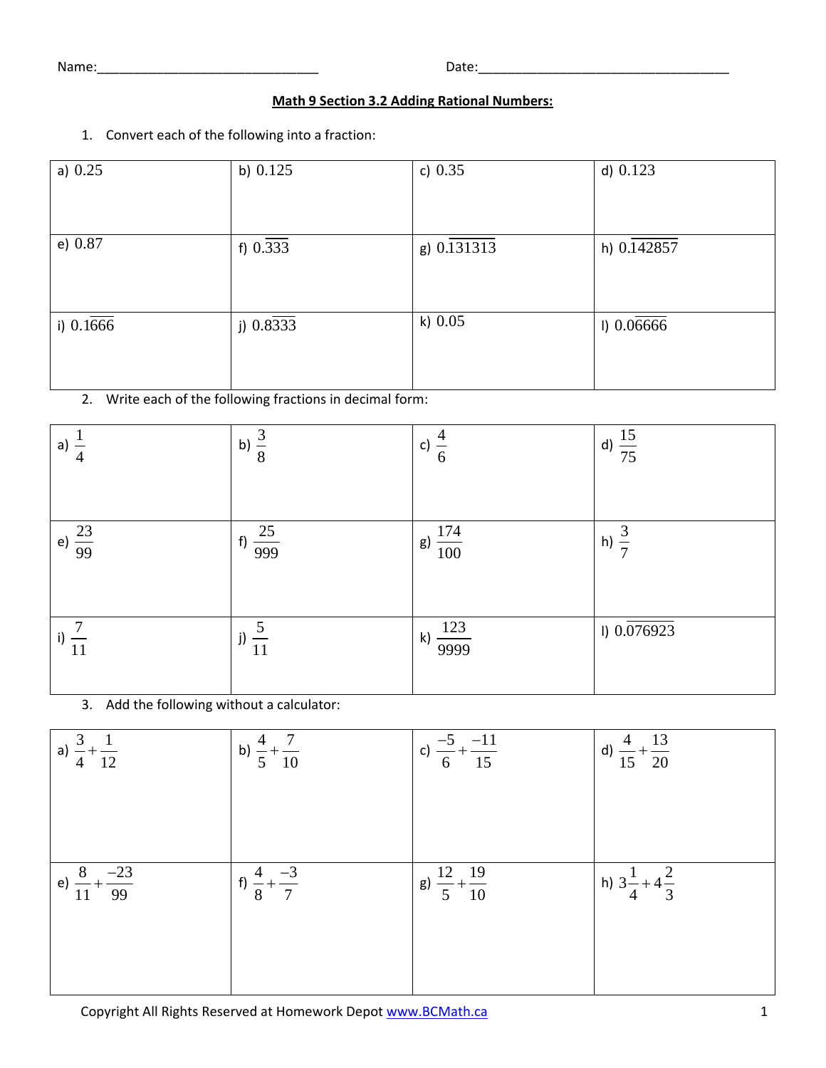Name:______________________________ Date:__________________________________

**Math 9 Section 3.2 Adding Rational Numbers:**

1. Convert each of the following into a fraction:

| | | | |
|---|---|---|---|
| a) $0.25$ | b) $0.125$ | c) $0.35$ | d) $0.123$ |
| e) $0.87$ | f) $0.\overline{333}$ | g) $0.\overline{131313}$ | h) $0.\overline{142857}$ |
| i) $0.1\overline{666}$ | j) $0.8\overline{333}$ | k) $0.05$ | l) $0.0\overline{6666}$ |

2. Write each of the following fractions in decimal form:

| | | | |
|---|---|---|---|
| a) $\frac{1}{4}$ | b) $\frac{3}{8}$ | c) $\frac{4}{6}$ | d) $\frac{15}{75}$ |
| e) $\frac{23}{99}$ | f) $\frac{25}{999}$ | g) $\frac{174}{100}$ | h) $\frac{3}{7}$ |
| i) $\frac{7}{11}$ | j) $\frac{5}{11}$ | k) $\frac{123}{9999}$ | l) $0.\overline{076923}$ |

3. Add the following without a calculator:

| | | | |
|---|---|---|---|
| a) $\frac{3}{4}+\frac{1}{12}$ | b) $\frac{4}{5}+\frac{7}{10}$ | c) $\frac{-5}{6}+\frac{-11}{15}$ | d) $\frac{4}{15}+\frac{13}{20}$ |
| e) $\frac{8}{11}+\frac{-23}{99}$ | f) $\frac{4}{8}+\frac{-3}{7}$ | g) $\frac{12}{5}+\frac{19}{10}$ | h) $3\frac{1}{4}+4\frac{2}{3}$ |

Copyright All Rights Reserved at Homework Depot www.BCMath.ca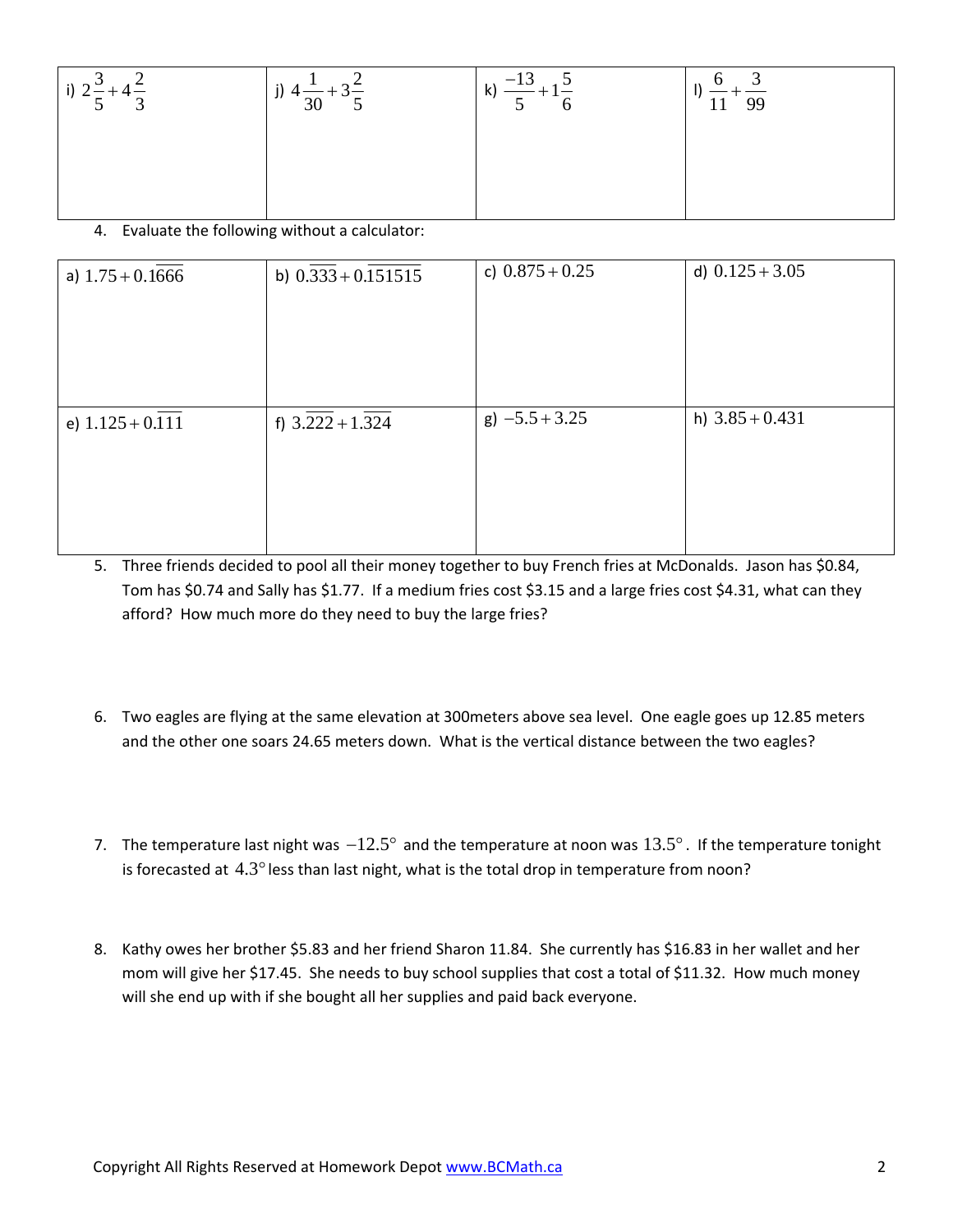| | | | |
|---|---|---|---|
| i) $2\frac{3}{5}+4\frac{2}{3}$ | j) $4\frac{1}{30}+3\frac{2}{5}$ | k) $\frac{-13}{5}+1\frac{5}{6}$ | l) $\frac{6}{11}+\frac{3}{99}$ |

4. Evaluate the following without a calculator:

| | | | |
|---|---|---|---|
| a) $1.75+0.1\overline{666}$ | b) $0.\overline{333}+0.\overline{151515}$ | c) $0.875+0.25$ | d) $0.125+3.05$ |
| e) $1.125+0.\overline{111}$ | f) $3.\overline{222}+1.\overline{324}$ | g) $-5.5+3.25$ | h) $3.85+0.431$ |

5. Three friends decided to pool all their money together to buy French fries at McDonalds. Jason has $0.84, Tom has $0.74 and Sally has $1.77. If a medium fries cost $3.15 and a large fries cost $4.31, what can they afford? How much more do they need to buy the large fries?

6. Two eagles are flying at the same elevation at 300meters above sea level. One eagle goes up 12.85 meters and the other one soars 24.65 meters down. What is the vertical distance between the two eagles?

7. The temperature last night was $-12.5^\circ$ and the temperature at noon was $13.5^\circ$. If the temperature tonight is forecasted at $4.3^\circ$ less than last night, what is the total drop in temperature from noon?

8. Kathy owes her brother $5.83 and her friend Sharon 11.84. She currently has $16.83 in her wallet and her mom will give her $17.45. She needs to buy school supplies that cost a total of $11.32. How much money will she end up with if she bought all her supplies and paid back everyone.

Copyright All Rights Reserved at Homework Depot www.BCMath.ca